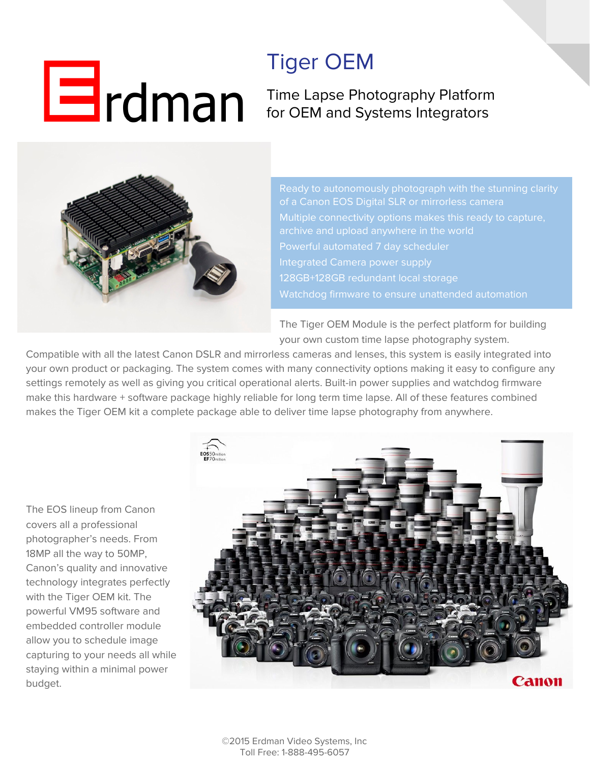# Erdman

# Tiger OEM

## Time Lapse Photography Platform for OEM and Systems Integrators

- Ready to autonomously photograph with the stunning clarity of a Canon EOS Digital SLR or mirrorless camera
- Multiple connectivity options makes this ready to capture, archive and upload anywhere in the world
- Powerful automated 7 day scheduler
- Integrated Camera power supply
- 128GB+128GB redundant local storage
- Watchdog firmware to ensure unattended automation

The Tiger OEM Module is the perfect platform for building your own custom time lapse photography system. Compatible with all the latest Canon DSLR and mirrorless cameras and lenses, this system is easily integrated into your own product or packaging. The system comes with many connectivity options making it easy to configure any settings remotely as well as giving you critical operational alerts. Built-in power supplies and watchdog firmware make this hardware + software package highly reliable for long term time lapse. All of these features combined makes the Tiger OEM kit a complete package able to deliver time lapse photography from anywhere.

The EOS lineup from Canon covers all a professional photographer's needs. From 18MP all the way to 50MP, Canon's quality and innovative technology integrates perfectly with the Tiger OEM kit. The powerful VM95 software and embedded controller module allow you to schedule image capturing to your needs all while staying within a minimal power budget.

©2015 Erdman Video Systems, Inc
Toll Free: 1-888-495-6057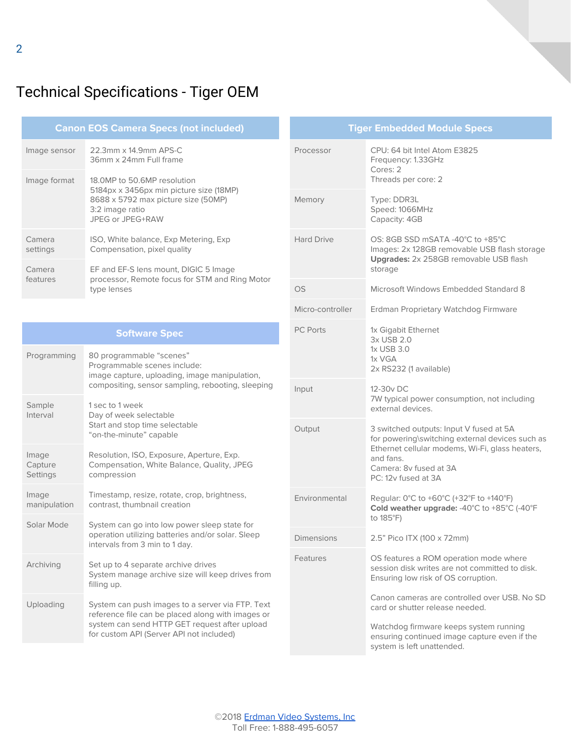# Technical Specifications - Tiger OEM

| Canon EOS Camera Specs (not included) | |
|---|---|
| Image sensor | 22.3mm x 14.9mm APS-C<br>36mm x 24mm Full frame |
| Image format | 18.0MP to 50.6MP resolution<br>5184px x 3456px min picture size (18MP)<br>8688 x 5792 max picture size (50MP)<br>3:2 image ratio<br>JPEG or JPEG+RAW |
| Camera settings | ISO, White balance, Exp Metering, Exp Compensation, pixel quality |
| Camera features | EF and EF-S lens mount, DIGIC 5 Image processor, Remote focus for STM and Ring Motor type lenses |

| Software Spec | |
|---|---|
| Programming | 80 programmable "scenes"<br>Programmable scenes include:<br>image capture, uploading, image manipulation, compositing, sensor sampling, rebooting, sleeping |
| Sample Interval | 1 sec to 1 week<br>Day of week selectable<br>Start and stop time selectable<br>"on-the-minute" capable |
| Image Capture Settings | Resolution, ISO, Exposure, Aperture, Exp. Compensation, White Balance, Quality, JPEG compression |
| Image manipulation | Timestamp, resize, rotate, crop, brightness, contrast, thumbnail creation |
| Solar Mode | System can go into low power sleep state for operation utilizing batteries and/or solar. Sleep intervals from 3 min to 1 day. |
| Archiving | Set up to 4 separate archive drives<br>System manage archive size will keep drives from filling up. |
| Uploading | System can push images to a server via FTP. Text reference file can be placed along with images or system can send HTTP GET request after upload for custom API (Server API not included) |

| Tiger Embedded Module Specs | |
|---|---|
| Processor | CPU: 64 bit Intel Atom E3825<br>Frequency: 1.33GHz<br>Cores: 2<br>Threads per core: 2 |
| Memory | Type: DDR3L<br>Speed: 1066MHz<br>Capacity: 4GB |
| Hard Drive | OS: 8GB SSD mSATA -40°C to +85°C<br>Images: 2x 128GB removable USB flash storage<br>**Upgrades:** 2x 258GB removable USB flash storage |
| OS | Microsoft Windows Embedded Standard 8 |
| Micro-controller | Erdman Proprietary Watchdog Firmware |
| PC Ports | 1x Gigabit Ethernet<br>3x USB 2.0<br>1x USB 3.0<br>1x VGA<br>2x RS232 (1 available) |
| Input | 12-30v DC<br>7W typical power consumption, not including external devices. |
| Output | 3 switched outputs: Input V fused at 5A for powering\switching external devices such as Ethernet cellular modems, Wi-Fi, glass heaters, and fans.<br>Camera: 8v fused at 3A<br>PC: 12v fused at 3A |
| Environmental | Regular: 0°C to +60°C (+32°F to +140°F)<br>**Cold weather upgrade:** -40°C to +85°C (-40°F to 185°F) |
| Dimensions | 2.5" Pico ITX (100 x 72mm) |
| Features | OS features a ROM operation mode where session disk writes are not committed to disk. Ensuring low risk of OS corruption.<br><br>Canon cameras are controlled over USB. No SD card or shutter release needed.<br><br>Watchdog firmware keeps system running ensuring continued image capture even if the system is left unattended. |

©2018 Erdman Video Systems, Inc
Toll Free: 1-888-495-6057